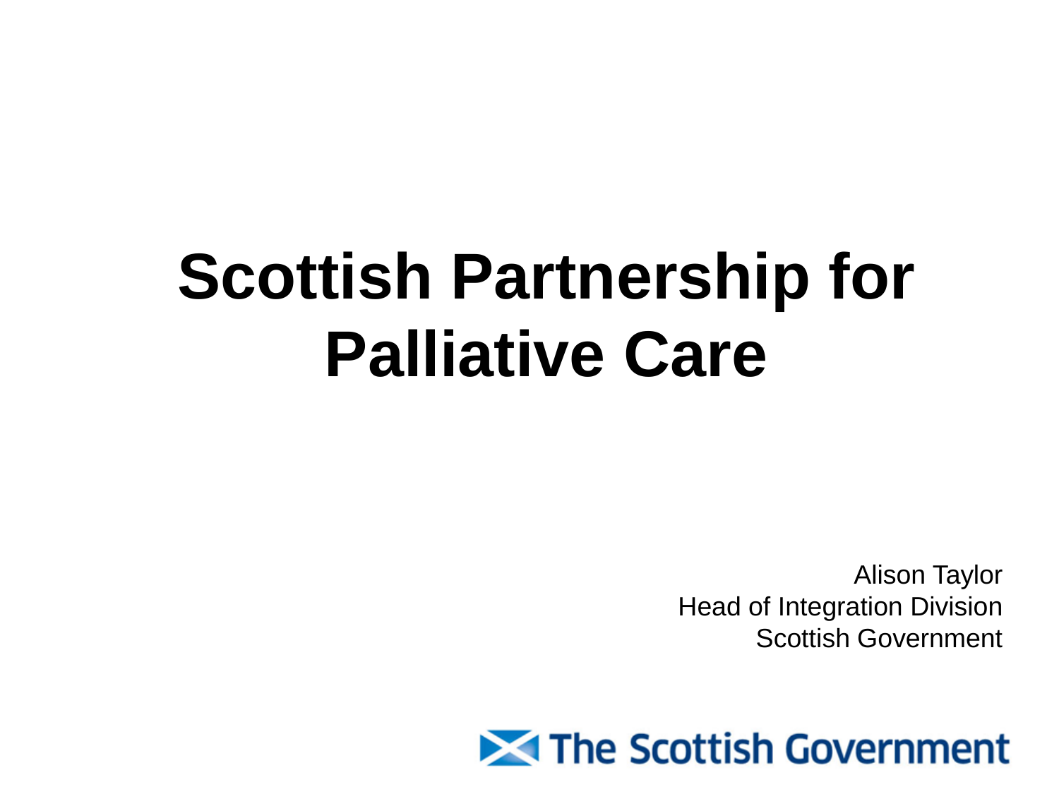# Scottish Partnership for Palliative Care

Alison Taylor
Head of Integration Division
Scottish Government

The Scottish Government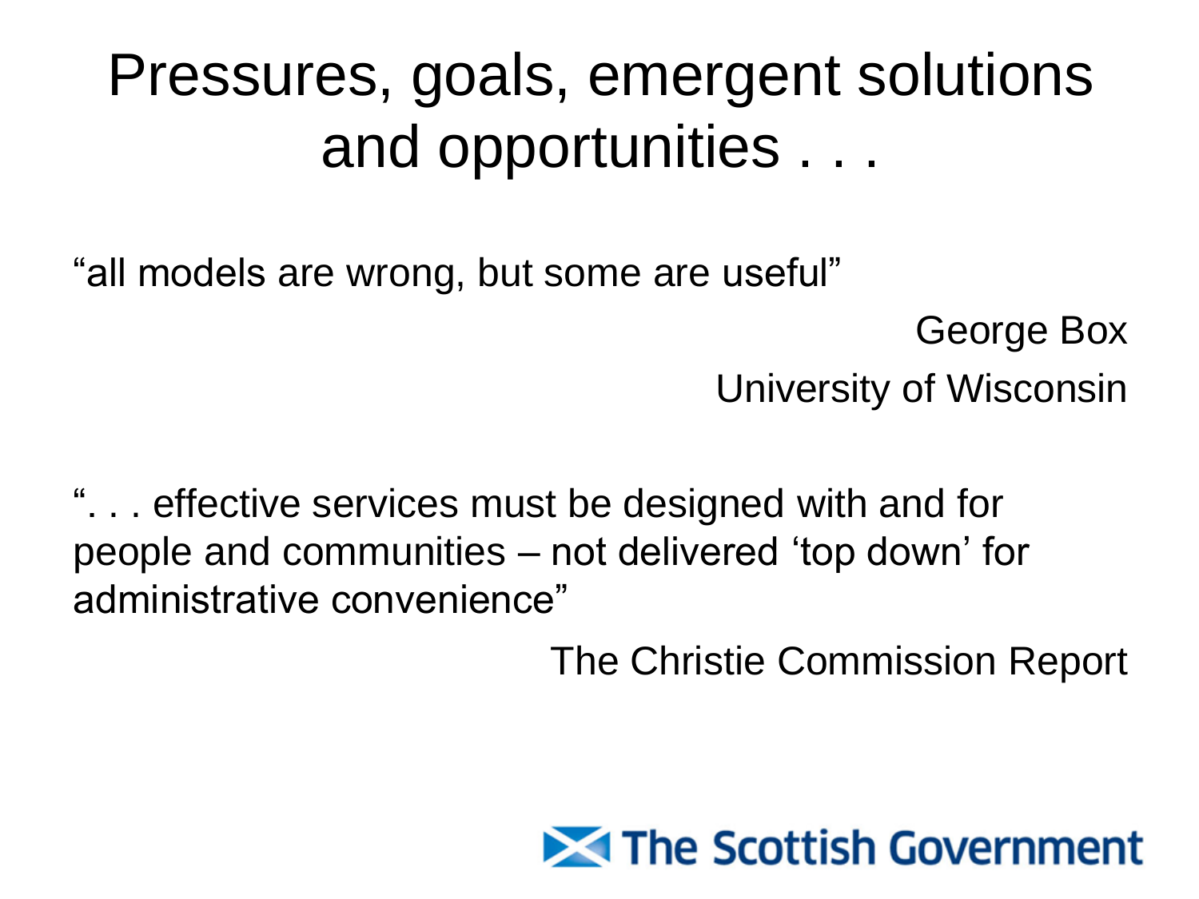# Pressures, goals, emergent solutions and opportunities . . .

"all models are wrong, but some are useful"

George Box
University of Wisconsin

". . . effective services must be designed with and for people and communities – not delivered 'top down' for administrative convenience"

The Christie Commission Report

The Scottish Government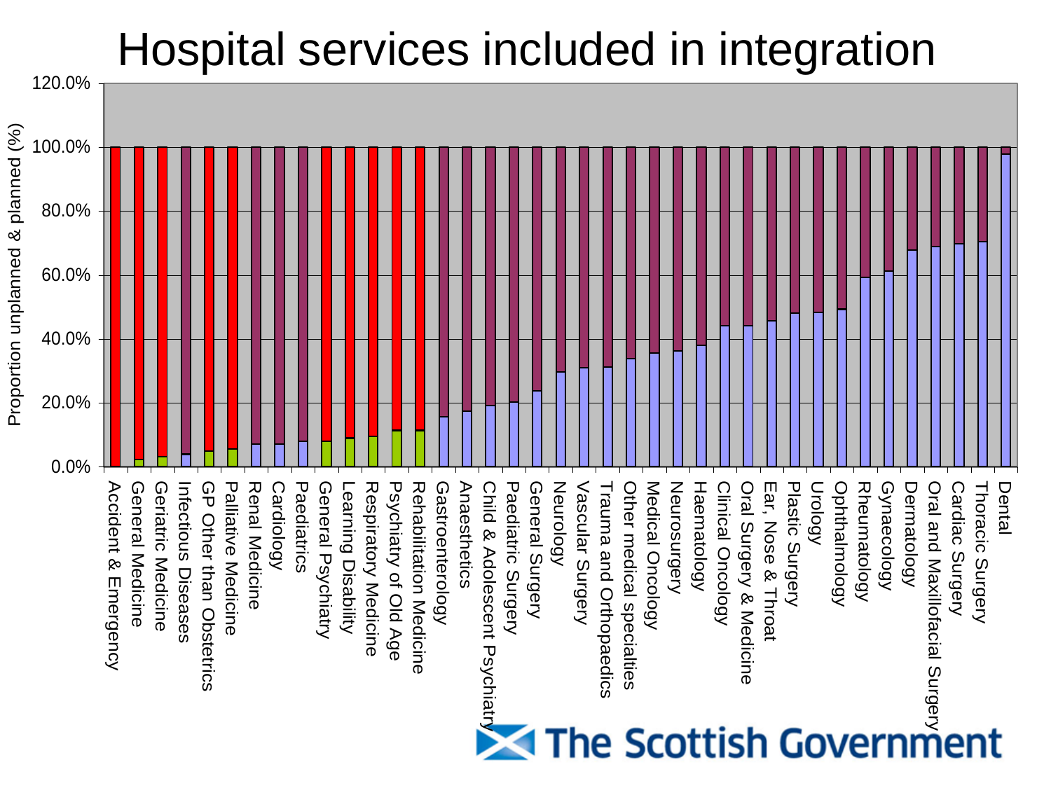# Hospital services included in integration

Proportion unplanned & planned (%)

120.0%
100.0%
80.0%
60.0%
40.0%
20.0%
0.0%

Accident & Emergency
General Medicine
Geriatric Medicine
Infectious Diseases
GP Other than Obstetrics
Palliative Medicine
Renal Medicine
Cardiology
Paediatrics
General Psychiatry
Learning Disability
Respiratory Medicine
Psychiatry of Old Age
Rehabilitation Medicine
Gastroenterology
Anaesthetics
Child & Adolescent Psychiatry
Paediatric Surgery
General Surgery
Neurology
Vascular Surgery
Trauma and Orthopaedics
Other medical specialties
Medical Oncology
Neurosurgery
Haematology
Clinical Oncology
Oral Surgery & Medicine
Ear, Nose & Throat
Plastic Surgery
Urology
Ophthalmology
Rheumatology
Gynaecology
Dermatology
Oral and Maxillofacial Surgery
Cardiac Surgery
Thoracic Surgery
Dental

The Scottish Government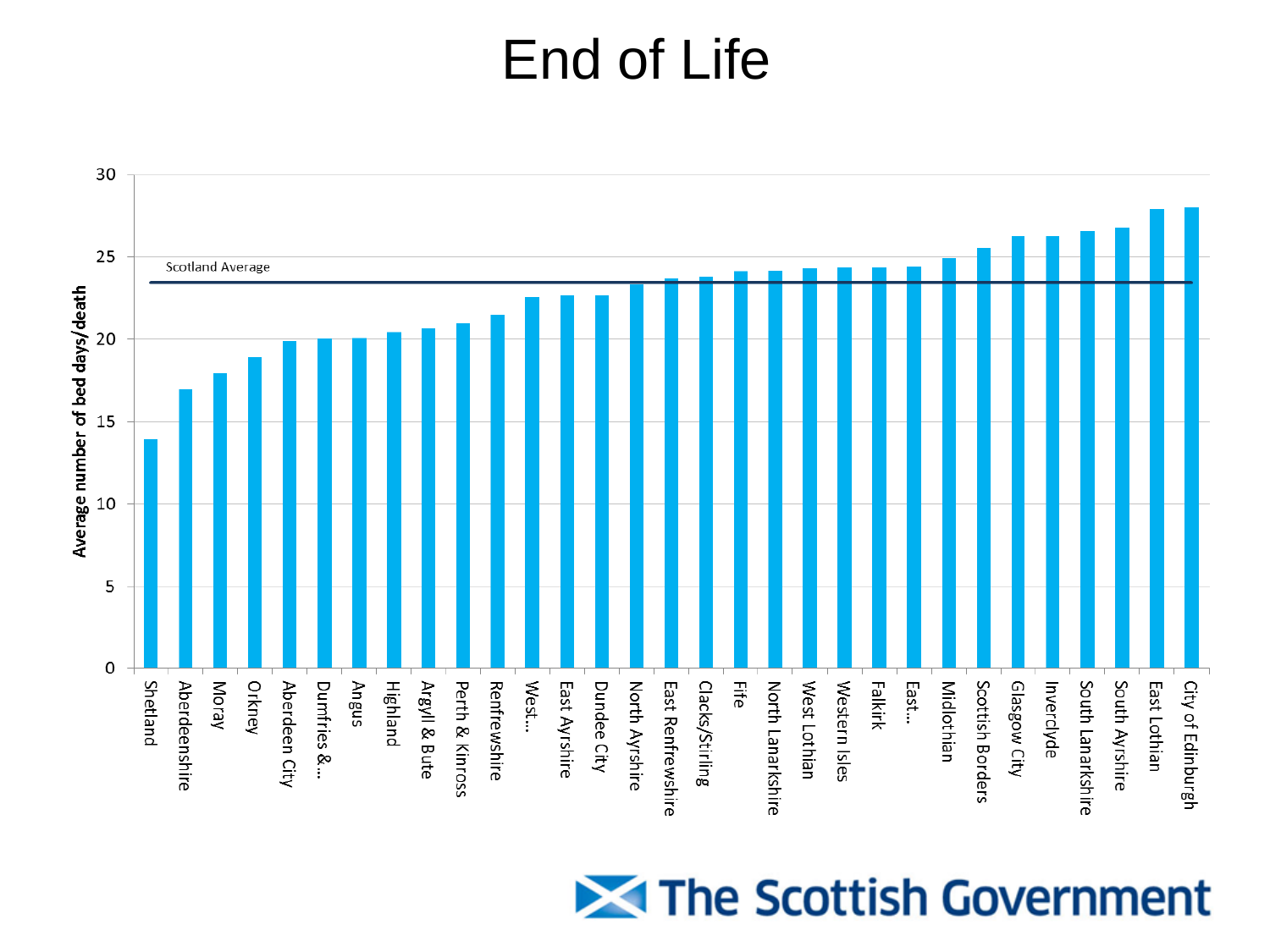# End of Life

Average number of bed days/death

Scotland Average

| Area |
|---|
| Shetland |
| Aberdeenshire |
| Moray |
| Orkney |
| Aberdeen City |
| Dumfries &... |
| Angus |
| Highland |
| Argyll & Bute |
| Perth & Kinross |
| Renfrewshire |
| West... |
| East Ayrshire |
| Dundee City |
| North Ayrshire |
| East Renfrewshire |
| Clacks/Stirling |
| Fife |
| North Lanarkshire |
| West Lothian |
| Western Isles |
| Falkirk |
| East... |
| Midlothian |
| Scottish Borders |
| Glasgow City |
| Inverclyde |
| South Lanarkshire |
| South Ayrshire |
| East Lothian |
| City of Edinburgh |

The Scottish Government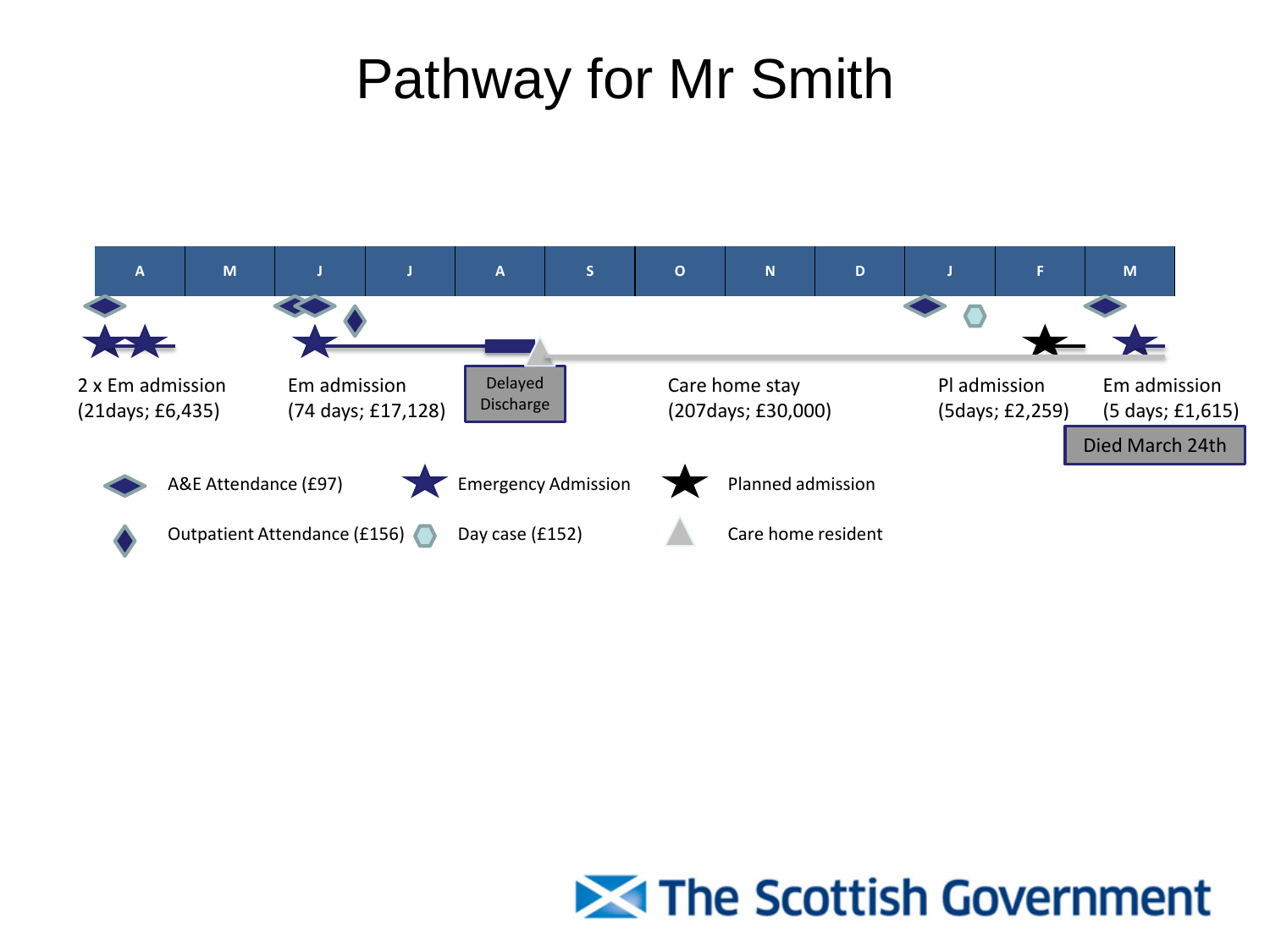# Pathway for Mr Smith

A M J J A S O N D J F M

2 x Em admission (21days; £6,435)

Em admission (74 days; £17,128)

Delayed Discharge

Care home stay (207days; £30,000)

Pl admission (5days; £2,259)

Em admission (5 days; £1,615)

Died March 24th

A&E Attendance (£97)

Emergency Admission

Planned admission

Outpatient Attendance (£156)

Day case (£152)

Care home resident